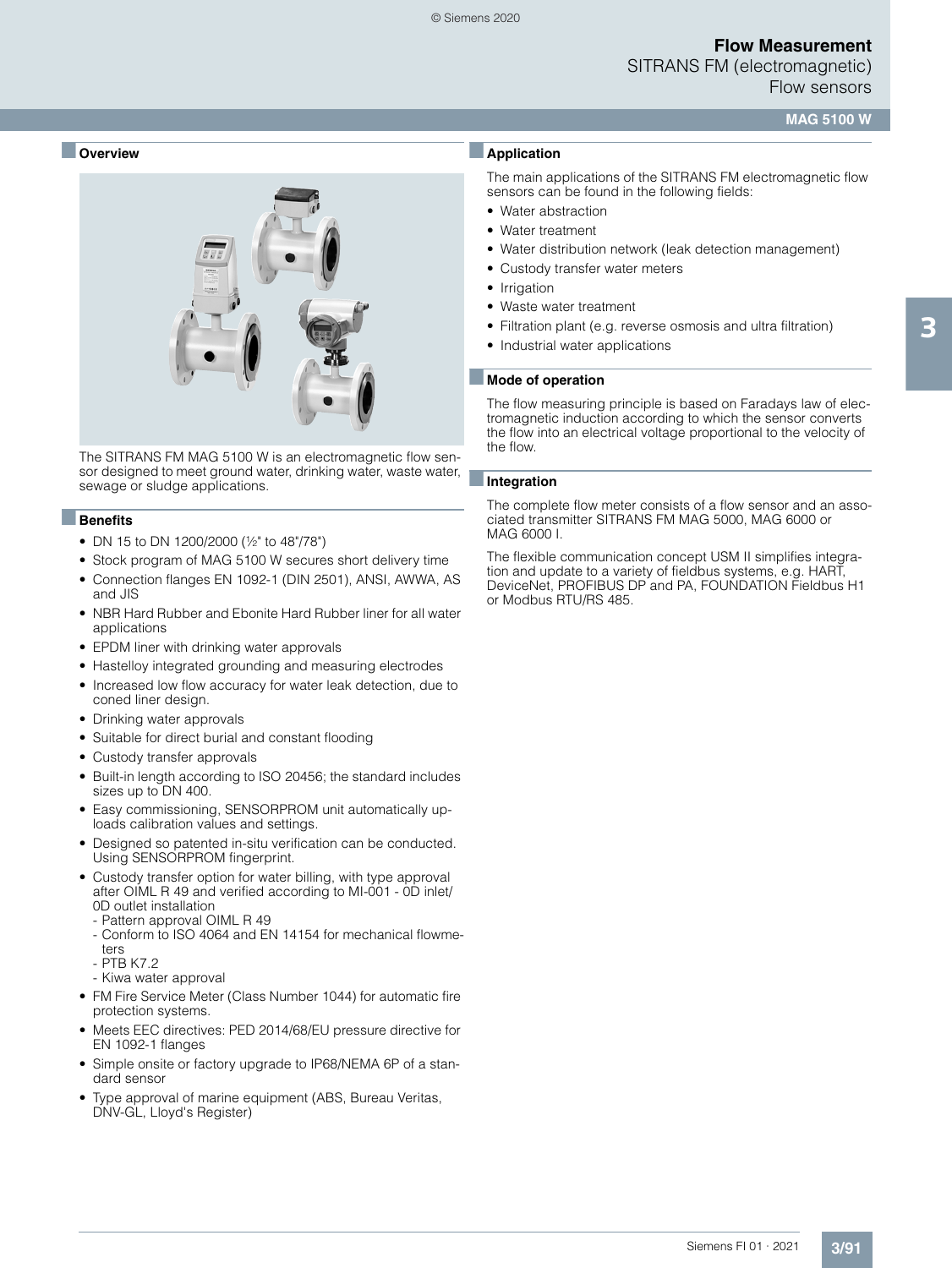## Overview

The SITRANS FM MAG 5100 W is an electromagnetic flow sensor designed to meet ground water, drinking water, waste water, sewage or sludge applications.

## Benefits

- DN 15 to DN 1200/2000 (½" to 48"/78")
- Stock program of MAG 5100 W secures short delivery time
- Connection flanges EN 1092-1 (DIN 2501), ANSI, AWWA, AS and JIS
- NBR Hard Rubber and Ebonite Hard Rubber liner for all water applications
- EPDM liner with drinking water approvals
- Hastelloy integrated grounding and measuring electrodes
- Increased low flow accuracy for water leak detection, due to coned liner design.
- Drinking water approvals
- Suitable for direct burial and constant flooding
- Custody transfer approvals
- Built-in length according to ISO 20456; the standard includes sizes up to DN 400.
- Easy commissioning, SENSORPROM unit automatically uploads calibration values and settings.
- Designed so patented in-situ verification can be conducted. Using SENSORPROM fingerprint.
- Custody transfer option for water billing, with type approval after OIML R 49 and verified according to MI-001 - 0D inlet/ 0D outlet installation
  - Pattern approval OIML R 49
  - Conform to ISO 4064 and EN 14154 for mechanical flowmeters
  - PTB K7.2
  - Kiwa water approval
- FM Fire Service Meter (Class Number 1044) for automatic fire protection systems.
- Meets EEC directives: PED 2014/68/EU pressure directive for EN 1092-1 flanges
- Simple onsite or factory upgrade to IP68/NEMA 6P of a standard sensor
- Type approval of marine equipment (ABS, Bureau Veritas, DNV-GL, Lloyd's Register)

## Application

The main applications of the SITRANS FM electromagnetic flow sensors can be found in the following fields:

- Water abstraction
- Water treatment
- Water distribution network (leak detection management)
- Custody transfer water meters
- Irrigation
- Waste water treatment
- Filtration plant (e.g. reverse osmosis and ultra filtration)
- Industrial water applications

## Mode of operation

The flow measuring principle is based on Faradays law of electromagnetic induction according to which the sensor converts the flow into an electrical voltage proportional to the velocity of the flow.

## Integration

The complete flow meter consists of a flow sensor and an associated transmitter SITRANS FM MAG 5000, MAG 6000 or MAG 6000 I.

The flexible communication concept USM II simplifies integration and update to a variety of fieldbus systems, e.g. HART, DeviceNet, PROFIBUS DP and PA, FOUNDATION Fieldbus H1 or Modbus RTU/RS 485.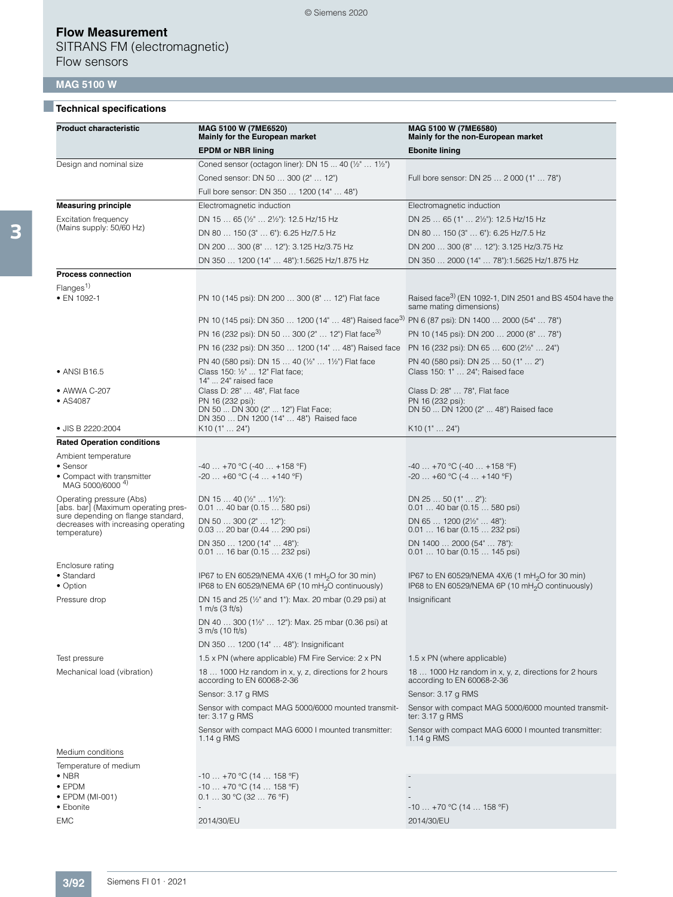# Flow Measurement

SITRANS FM (electromagnetic)
Flow sensors

## MAG 5100 W

### Technical specifications

| Product characteristic | MAG 5100 W (7ME6520) Mainly for the European market | MAG 5100 W (7ME6580) Mainly for the non-European market |
|---|---|---|
| | **EPDM or NBR lining** | **Ebonite lining** |
| Design and nominal size | Coned sensor (octagon liner): DN 15 ... 40 (½" … 1½") | |
| | Coned sensor: DN 50 … 300 (2" … 12") | Full bore sensor: DN 25 … 2 000 (1" … 78") |
| | Full bore sensor: DN 350 … 1200 (14" … 48") | |
| **Measuring principle** | Electromagnetic induction | Electromagnetic induction |
| Excitation frequency (Mains supply: 50/60 Hz) | DN 15 … 65 (½" … 2½"): 12.5 Hz/15 Hz | DN 25 … 65 (1" … 2½"): 12.5 Hz/15 Hz |
| | DN 80 … 150 (3" … 6"): 6.25 Hz/7.5 Hz | DN 80 … 150 (3" … 6"): 6.25 Hz/7.5 Hz |
| | DN 200 … 300 (8" … 12"): 3.125 Hz/3.75 Hz | DN 200 … 300 (8" … 12"): 3.125 Hz/3.75 Hz |
| | DN 350 … 1200 (14" … 48"):1.5625 Hz/1.875 Hz | DN 350 … 2000 (14" … 78"):1.5625 Hz/1.875 Hz |
| **Process connection** | | |
| Flanges[1] | | |
| • EN 1092-1 | PN 10 (145 psi): DN 200 … 300 (8" … 12") Flat face | Raised face[3] (EN 1092-1, DIN 2501 and BS 4504 have the same mating dimensions) |
| | PN 10 (145 psi): DN 350 … 1200 (14" … 48") Raised face[3] | PN 6 (87 psi): DN 1400 … 2000 (54" … 78") |
| | PN 16 (232 psi): DN 50 … 300 (2" … 12") Flat face[3] | PN 10 (145 psi): DN 200 … 2000 (8" … 78") |
| | PN 16 (232 psi): DN 350 … 1200 (14" … 48") Raised face | PN 16 (232 psi): DN 65 … 600 (2½" … 24") |
| | PN 40 (580 psi): DN 15 … 40 (½" … 1½") Flat face | PN 40 (580 psi): DN 25 … 50 (1" … 2") |
| • ANSI B16.5 | Class 150: ½" ... 12" Flat face; 14" ... 24" raised face | Class 150: 1" … 24"; Raised face |
| • AWWA C-207 | Class D: 28" … 48", Flat face | Class D: 28" … 78", Flat face |
| • AS4087 | PN 16 (232 psi): DN 50 ... DN 300 (2" ... 12") Flat Face; DN 350 … DN 1200 (14" … 48") Raised face | PN 16 (232 psi): DN 50 … DN 1200 (2" ... 48") Raised face |
| • JIS B 2220:2004 | K10 (1" … 24") | K10 (1" … 24") |
| **Rated Operation conditions** | | |
| Ambient temperature | | |
| • Sensor | -40 … +70 °C (-40 … +158 °F) | -40 … +70 °C (-40 … +158 °F) |
| • Compact with transmitter MAG 5000/6000[4] | -20 … +60 °C (-4 … +140 °F) | -20 … +60 °C (-4 … +140 °F) |
| Operating pressure (Abs) [abs. bar] (Maximum operating pressure depending on flange standard, decreases with increasing operating temperature) | DN 15 … 40 (½" … 1½"): 0.01 … 40 bar (0.15 … 580 psi) | DN 25 … 50 (1" … 2"): 0.01 … 40 bar (0.15 … 580 psi) |
| | DN 50 … 300 (2" … 12"): 0.03 … 20 bar (0.44 … 290 psi) | DN 65 … 1200 (2½" … 48"): 0.01 … 16 bar (0.15 … 232 psi) |
| | DN 350 … 1200 (14" … 48"): 0.01 … 16 bar (0.15 … 232 psi) | DN 1400 … 2000 (54" … 78"): 0.01 … 10 bar (0.15 … 145 psi) |
| Enclosure rating | | |
| • Standard | IP67 to EN 60529/NEMA 4X/6 (1 m$H_2O$ for 30 min) | IP67 to EN 60529/NEMA 4X/6 (1 m$H_2O$ for 30 min) |
| • Option | IP68 to EN 60529/NEMA 6P (10 m$H_2O$ continuously) | IP68 to EN 60529/NEMA 6P (10 m$H_2O$ continuously) |
| Pressure drop | DN 15 and 25 (½" and 1"): Max. 20 mbar (0.29 psi) at 1 m/s (3 ft/s) | Insignificant |
| | DN 40 … 300 (1½" … 12"): Max. 25 mbar (0.36 psi) at 3 m/s (10 ft/s) | |
| | DN 350 … 1200 (14" … 48"): Insignificant | |
| Test pressure | 1.5 x PN (where applicable) FM Fire Service: 2 x PN | 1.5 x PN (where applicable) |
| Mechanical load (vibration) | 18 … 1000 Hz random in x, y, z, directions for 2 hours according to EN 60068-2-36 | 18 … 1000 Hz random in x, y, z, directions for 2 hours according to EN 60068-2-36 |
| | Sensor: 3.17 g RMS | Sensor: 3.17 g RMS |
| | Sensor with compact MAG 5000/6000 mounted transmitter: 3.17 g RMS | Sensor with compact MAG 5000/6000 mounted transmitter: 3.17 g RMS |
| | Sensor with compact MAG 6000 I mounted transmitter: 1.14 g RMS | Sensor with compact MAG 6000 I mounted transmitter: 1.14 g RMS |
| Medium conditions | | |
| Temperature of medium | | |
| • NBR | -10 … +70 °C (14 … 158 °F) | - |
| • EPDM | -10 … +70 °C (14 … 158 °F) | - |
| • EPDM (MI-001) | 0.1 … 30 °C (32 … 76 °F) | - |
| • Ebonite | - | -10 … +70 °C (14 … 158 °F) |
| EMC | 2014/30/EU | 2014/30/EU |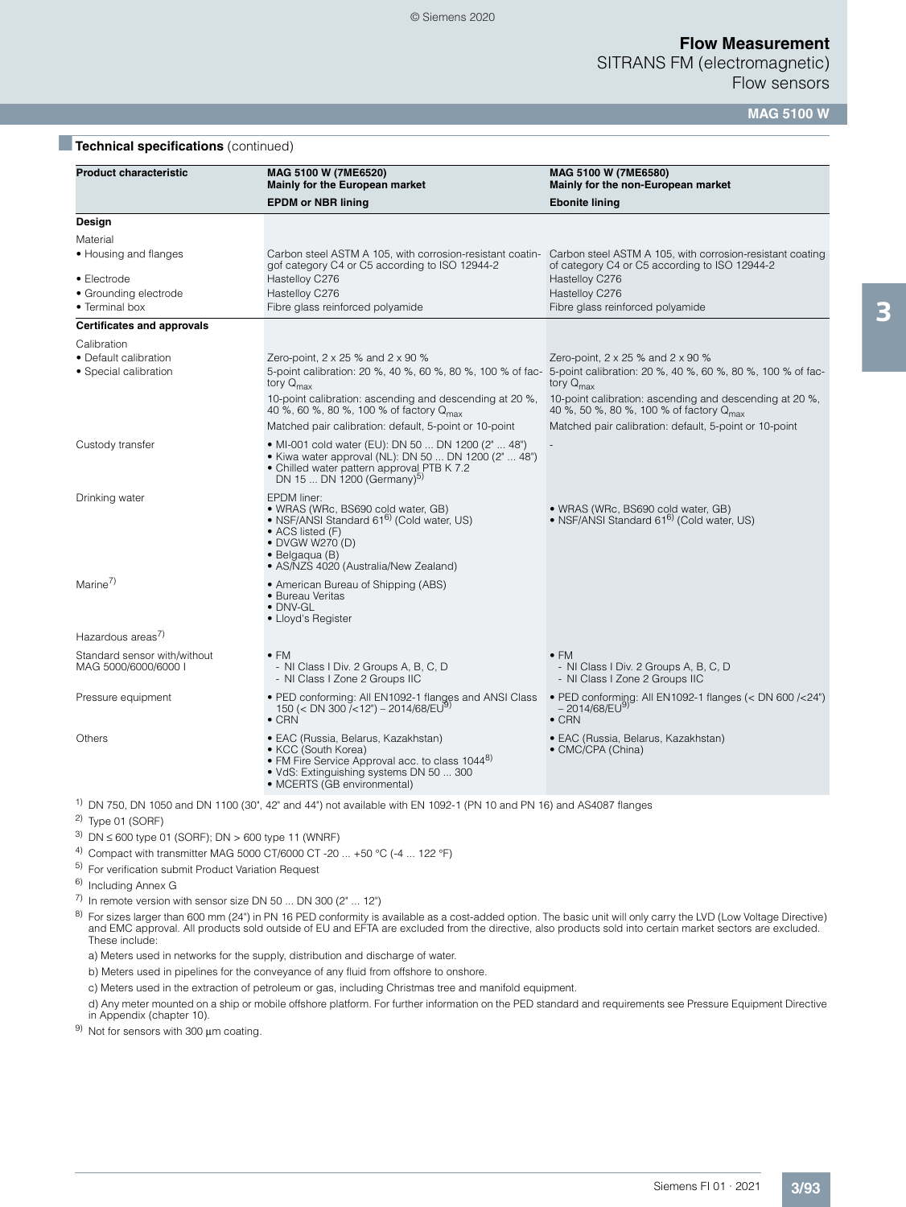## Technical specifications (continued)

| Product characteristic | MAG 5100 W (7ME6520) Mainly for the European market | MAG 5100 W (7ME6580) Mainly for the non-European market |
|---|---|---|
| | **EPDM or NBR lining** | **Ebonite lining** |
| **Design** | | |
| Material | | |
| • Housing and flanges | Carbon steel ASTM A 105, with corrosion-resistant coating of category C4 or C5 according to ISO 12944-2 | Carbon steel ASTM A 105, with corrosion-resistant coating of category C4 or C5 according to ISO 12944-2 |
| • Electrode | Hastelloy C276 | Hastelloy C276 |
| • Grounding electrode | Hastelloy C276 | Hastelloy C276 |
| • Terminal box | Fibre glass reinforced polyamide | Fibre glass reinforced polyamide |
| **Certificates and approvals** | | |
| Calibration | | |
| • Default calibration | Zero-point, 2 x 25 % and 2 x 90 % | Zero-point, 2 x 25 % and 2 x 90 % |
| • Special calibration | 5-point calibration: 20 %, 40 %, 60 %, 80 %, 100 % of factory $Q_{max}$<br>10-point calibration: ascending and descending at 20 %, 40 %, 60 %, 80 %, 100 % of factory $Q_{max}$<br>Matched pair calibration: default, 5-point or 10-point | 5-point calibration: 20 %, 40 %, 60 %, 80 %, 100 % of factory $Q_{max}$<br>10-point calibration: ascending and descending at 20 %, 40 %, 50 %, 80 %, 100 % of factory $Q_{max}$<br>Matched pair calibration: default, 5-point or 10-point |
| Custody transfer | • MI-001 cold water (EU): DN 50 ... DN 1200 (2" ... 48")<br>• Kiwa water approval (NL): DN 50 ... DN 1200 (2" ... 48")<br>• Chilled water pattern approval PTB K 7.2 DN 15 ... DN 1200 (Germany)[5] | - |
| Drinking water | EPDM liner:<br>• WRAS (WRc, BS690 cold water, GB)<br>• NSF/ANSI Standard 61[6] (Cold water, US)<br>• ACS listed (F)<br>• DVGW W270 (D)<br>• Belgaqua (B)<br>• AS/NZS 4020 (Australia/New Zealand) | • WRAS (WRc, BS690 cold water, GB)<br>• NSF/ANSI Standard 61[6] (Cold water, US) |
| Marine[7] | • American Bureau of Shipping (ABS)<br>• Bureau Veritas<br>• DNV-GL<br>• Lloyd's Register | |
| Hazardous areas[7] | | |
| Standard sensor with/without MAG 5000/6000/6000 I | • FM<br>- NI Class I Div. 2 Groups A, B, C, D<br>- NI Class I Zone 2 Groups IIC | • FM<br>- NI Class I Div. 2 Groups A, B, C, D<br>- NI Class I Zone 2 Groups IIC |
| Pressure equipment | • PED conforming: All EN1092-1 flanges and ANSI Class 150 (< DN 300 /<12") – 2014/68/EU[9]<br>• CRN | • PED conforming: All EN1092-1 flanges (< DN 600 /<24") – 2014/68/EU[9]<br>• CRN |
| Others | • EAC (Russia, Belarus, Kazakhstan)<br>• KCC (South Korea)<br>• FM Fire Service Approval acc. to class 1044[8]<br>• VdS: Extinguishing systems DN 50 ... 300<br>• MCERTS (GB environmental) | • EAC (Russia, Belarus, Kazakhstan)<br>• CMC/CPA (China) |

[1] DN 750, DN 1050 and DN 1100 (30", 42" and 44") not available with EN 1092-1 (PN 10 and PN 16) and AS4087 flanges

[2] Type 01 (SORF)

[3] DN ≤ 600 type 01 (SORF); DN > 600 type 11 (WNRF)

[4] Compact with transmitter MAG 5000 CT/6000 CT -20 ... +50 °C (-4 ... 122 °F)

[5] For verification submit Product Variation Request

[6] Including Annex G

[7] In remote version with sensor size DN 50 ... DN 300 (2" ... 12")

[8] For sizes larger than 600 mm (24") in PN 16 PED conformity is available as a cost-added option. The basic unit will only carry the LVD (Low Voltage Directive) and EMC approval. All products sold outside of EU and EFTA are excluded from the directive, also products sold into certain market sectors are excluded. These include:

a) Meters used in networks for the supply, distribution and discharge of water.

b) Meters used in pipelines for the conveyance of any fluid from offshore to onshore.

c) Meters used in the extraction of petroleum or gas, including Christmas tree and manifold equipment.

d) Any meter mounted on a ship or mobile offshore platform. For further information on the PED standard and requirements see Pressure Equipment Directive in Appendix (chapter 10).

[9] Not for sensors with 300 µm coating.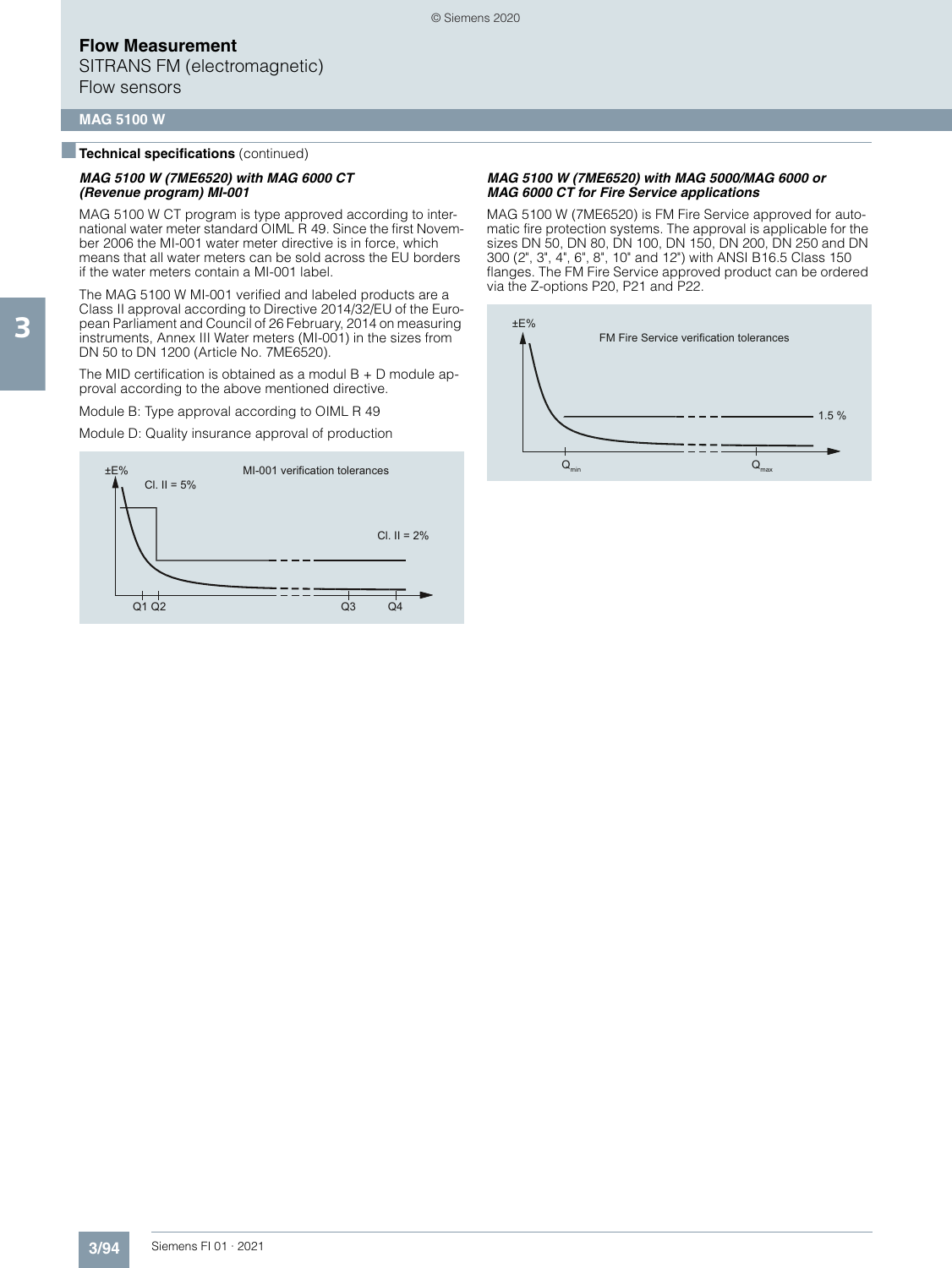## Technical specifications (continued)

### *MAG 5100 W (7ME6520) with MAG 6000 CT (Revenue program) MI-001*

MAG 5100 W CT program is type approved according to international water meter standard OIML R 49. Since the first November 2006 the MI-001 water meter directive is in force, which means that all water meters can be sold across the EU borders if the water meters contain a MI-001 label.

The MAG 5100 W MI-001 verified and labeled products are a Class II approval according to Directive 2014/32/EU of the European Parliament and Council of 26 February, 2014 on measuring instruments, Annex III Water meters (MI-001) in the sizes from DN 50 to DN 1200 (Article No. 7ME6520).

The MID certification is obtained as a modul B + D module approval according to the above mentioned directive.

Module B: Type approval according to OIML R 49

Module D: Quality insurance approval of production

±E%

MI-001 verification tolerances

Cl. II = 5%

Cl. II = 2%

Q1 Q2 Q3 Q4

### *MAG 5100 W (7ME6520) with MAG 5000/MAG 6000 or MAG 6000 CT for Fire Service applications*

MAG 5100 W (7ME6520) is FM Fire Service approved for automatic fire protection systems. The approval is applicable for the sizes DN 50, DN 80, DN 100, DN 150, DN 200, DN 250 and DN 300 (2", 3", 4", 6", 8", 10" and 12") with ANSI B16.5 Class 150 flanges. The FM Fire Service approved product can be ordered via the Z-options P20, P21 and P22.

±E%

FM Fire Service verification tolerances

1.5 %

$Q_{min}$ $Q_{max}$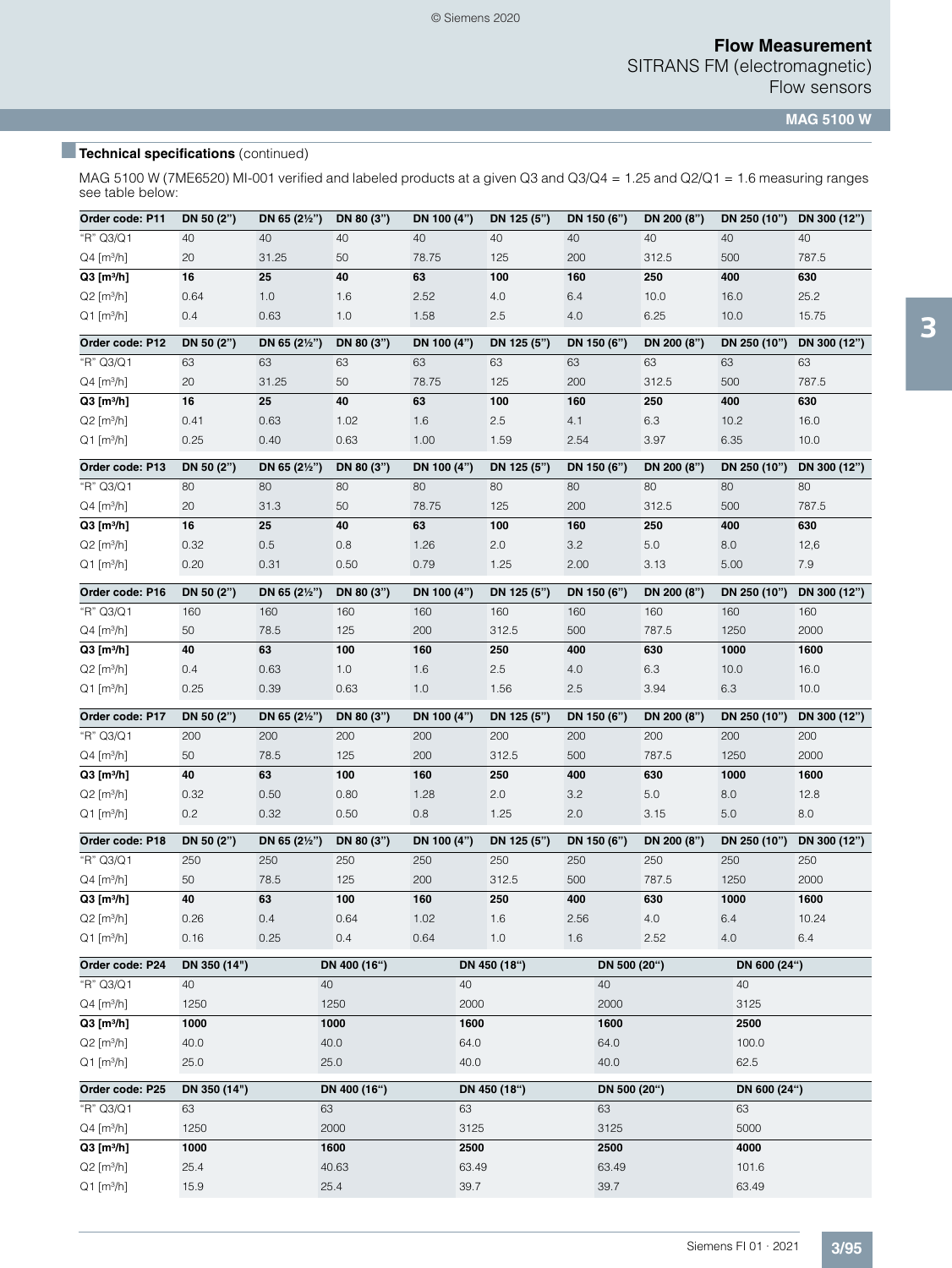## Technical specifications (continued)

MAG 5100 W (7ME6520) MI-001 verified and labeled products at a given Q3 and Q3/Q4 = 1.25 and Q2/Q1 = 1.6 measuring ranges see table below:

| Order code: P11 | DN 50 (2") | DN 65 (2½") | DN 80 (3") | DN 100 (4") | DN 125 (5") | DN 150 (6") | DN 200 (8") | DN 250 (10") | DN 300 (12") |
|---|---|---|---|---|---|---|---|---|---|
| "R" Q3/Q1 | 40 | 40 | 40 | 40 | 40 | 40 | 40 | 40 | 40 |
| Q4 [m³/h] | 20 | 31.25 | 50 | 78.75 | 125 | 200 | 312.5 | 500 | 787.5 |
| **Q3 [m³/h]** | **16** | **25** | **40** | **63** | **100** | **160** | **250** | **400** | **630** |
| Q2 [m³/h] | 0.64 | 1.0 | 1.6 | 2.52 | 4.0 | 6.4 | 10.0 | 16.0 | 25.2 |
| Q1 [m³/h] | 0.4 | 0.63 | 1.0 | 1.58 | 2.5 | 4.0 | 6.25 | 10.0 | 15.75 |

| Order code: P12 | DN 50 (2") | DN 65 (2½") | DN 80 (3") | DN 100 (4") | DN 125 (5") | DN 150 (6") | DN 200 (8") | DN 250 (10") | DN 300 (12") |
|---|---|---|---|---|---|---|---|---|---|
| "R" Q3/Q1 | 63 | 63 | 63 | 63 | 63 | 63 | 63 | 63 | 63 |
| Q4 [m³/h] | 20 | 31.25 | 50 | 78.75 | 125 | 200 | 312.5 | 500 | 787.5 |
| **Q3 [m³/h]** | **16** | **25** | **40** | **63** | **100** | **160** | **250** | **400** | **630** |
| Q2 [m³/h] | 0.41 | 0.63 | 1.02 | 1.6 | 2.5 | 4.1 | 6.3 | 10.2 | 16.0 |
| Q1 [m³/h] | 0.25 | 0.40 | 0.63 | 1.00 | 1.59 | 2.54 | 3.97 | 6.35 | 10.0 |

| Order code: P13 | DN 50 (2") | DN 65 (2½") | DN 80 (3") | DN 100 (4") | DN 125 (5") | DN 150 (6") | DN 200 (8") | DN 250 (10") | DN 300 (12") |
|---|---|---|---|---|---|---|---|---|---|
| "R" Q3/Q1 | 80 | 80 | 80 | 80 | 80 | 80 | 80 | 80 | 80 |
| Q4 [m³/h] | 20 | 31.3 | 50 | 78.75 | 125 | 200 | 312.5 | 500 | 787.5 |
| **Q3 [m³/h]** | **16** | **25** | **40** | **63** | **100** | **160** | **250** | **400** | **630** |
| Q2 [m³/h] | 0.32 | 0.5 | 0.8 | 1.26 | 2.0 | 3.2 | 5.0 | 8.0 | 12,6 |
| Q1 [m³/h] | 0.20 | 0.31 | 0.50 | 0.79 | 1.25 | 2.00 | 3.13 | 5.00 | 7.9 |

| Order code: P16 | DN 50 (2") | DN 65 (2½") | DN 80 (3") | DN 100 (4") | DN 125 (5") | DN 150 (6") | DN 200 (8") | DN 250 (10") | DN 300 (12") |
|---|---|---|---|---|---|---|---|---|---|
| "R" Q3/Q1 | 160 | 160 | 160 | 160 | 160 | 160 | 160 | 160 | 160 |
| Q4 [m³/h] | 50 | 78.5 | 125 | 200 | 312.5 | 500 | 787.5 | 1250 | 2000 |
| **Q3 [m³/h]** | **40** | **63** | **100** | **160** | **250** | **400** | **630** | **1000** | **1600** |
| Q2 [m³/h] | 0.4 | 0.63 | 1.0 | 1.6 | 2.5 | 4.0 | 6.3 | 10.0 | 16.0 |
| Q1 [m³/h] | 0.25 | 0.39 | 0.63 | 1.0 | 1.56 | 2.5 | 3.94 | 6.3 | 10.0 |

| Order code: P17 | DN 50 (2") | DN 65 (2½") | DN 80 (3") | DN 100 (4") | DN 125 (5") | DN 150 (6") | DN 200 (8") | DN 250 (10") | DN 300 (12") |
|---|---|---|---|---|---|---|---|---|---|
| "R" Q3/Q1 | 200 | 200 | 200 | 200 | 200 | 200 | 200 | 200 | 200 |
| Q4 [m³/h] | 50 | 78.5 | 125 | 200 | 312.5 | 500 | 787.5 | 1250 | 2000 |
| **Q3 [m³/h]** | **40** | **63** | **100** | **160** | **250** | **400** | **630** | **1000** | **1600** |
| Q2 [m³/h] | 0.32 | 0.50 | 0.80 | 1.28 | 2.0 | 3.2 | 5.0 | 8.0 | 12.8 |
| Q1 [m³/h] | 0.2 | 0.32 | 0.50 | 0.8 | 1.25 | 2.0 | 3.15 | 5.0 | 8.0 |

| Order code: P18 | DN 50 (2") | DN 65 (2½") | DN 80 (3") | DN 100 (4") | DN 125 (5") | DN 150 (6") | DN 200 (8") | DN 250 (10") | DN 300 (12") |
|---|---|---|---|---|---|---|---|---|---|
| "R" Q3/Q1 | 250 | 250 | 250 | 250 | 250 | 250 | 250 | 250 | 250 |
| Q4 [m³/h] | 50 | 78.5 | 125 | 200 | 312.5 | 500 | 787.5 | 1250 | 2000 |
| **Q3 [m³/h]** | **40** | **63** | **100** | **160** | **250** | **400** | **630** | **1000** | **1600** |
| Q2 [m³/h] | 0.26 | 0.4 | 0.64 | 1.02 | 1.6 | 2.56 | 4.0 | 6.4 | 10.24 |
| Q1 [m³/h] | 0.16 | 0.25 | 0.4 | 0.64 | 1.0 | 1.6 | 2.52 | 4.0 | 6.4 |

| Order code: P24 | DN 350 (14") | DN 400 (16") | DN 450 (18") | DN 500 (20") | DN 600 (24") |
|---|---|---|---|---|---|
| "R" Q3/Q1 | 40 | 40 | 40 | 40 | 40 |
| Q4 [m³/h] | 1250 | 1250 | 2000 | 2000 | 3125 |
| **Q3 [m³/h]** | **1000** | **1000** | **1600** | **1600** | **2500** |
| Q2 [m³/h] | 40.0 | 40.0 | 64.0 | 64.0 | 100.0 |
| Q1 [m³/h] | 25.0 | 25.0 | 40.0 | 40.0 | 62.5 |

| Order code: P25 | DN 350 (14") | DN 400 (16") | DN 450 (18") | DN 500 (20") | DN 600 (24") |
|---|---|---|---|---|---|
| "R" Q3/Q1 | 63 | 63 | 63 | 63 | 63 |
| Q4 [m³/h] | 1250 | 2000 | 3125 | 3125 | 5000 |
| **Q3 [m³/h]** | **1000** | **1600** | **2500** | **2500** | **4000** |
| Q2 [m³/h] | 25.4 | 40.63 | 63.49 | 63.49 | 101.6 |
| Q1 [m³/h] | 15.9 | 25.4 | 39.7 | 39.7 | 63.49 |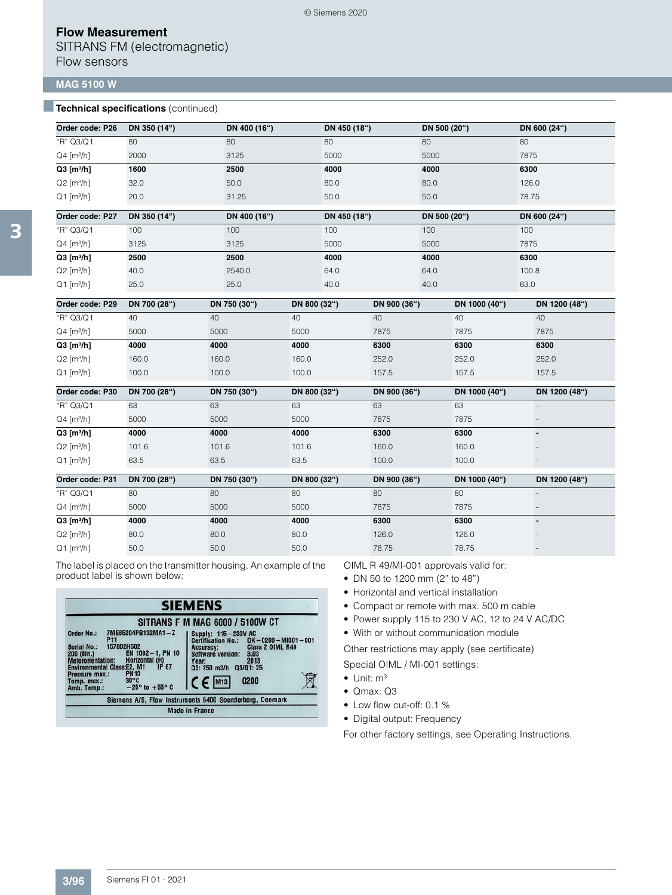**Technical specifications** (continued)

| Order code: P26 | DN 350 (14") | DN 400 (16") | DN 450 (18") | DN 500 (20") | DN 600 (24") |
|---|---|---|---|---|---|
| "R" Q3/Q1 | 80 | 80 | 80 | 80 | 80 |
| Q4 [m³/h] | 2000 | 3125 | 5000 | 5000 | 7875 |
| **Q3 [m³/h]** | **1600** | **2500** | **4000** | **4000** | **6300** |
| Q2 [m³/h] | 32.0 | 50.0 | 80.0 | 80.0 | 126.0 |
| Q1 [m³/h] | 20.0 | 31.25 | 50.0 | 50.0 | 78.75 |

| Order code: P27 | DN 350 (14") | DN 400 (16") | DN 450 (18") | DN 500 (20") | DN 600 (24") |
|---|---|---|---|---|---|
| "R" Q3/Q1 | 100 | 100 | 100 | 100 | 100 |
| Q4 [m³/h] | 3125 | 3125 | 5000 | 5000 | 7875 |
| **Q3 [m³/h]** | **2500** | **2500** | **4000** | **4000** | **6300** |
| Q2 [m³/h] | 40.0 | 2540.0 | 64.0 | 64.0 | 100.8 |
| Q1 [m³/h] | 25.0 | 25.0 | 40.0 | 40.0 | 63.0 |

| Order code: P29 | DN 700 (28") | DN 750 (30") | DN 800 (32") | DN 900 (36") | DN 1000 (40") | DN 1200 (48") |
|---|---|---|---|---|---|---|
| "R" Q3/Q1 | 40 | 40 | 40 | 40 | 40 | 40 |
| Q4 [m³/h] | 5000 | 5000 | 5000 | 7875 | 7875 | 7875 |
| **Q3 [m³/h]** | **4000** | **4000** | **4000** | **6300** | **6300** | **6300** |
| Q2 [m³/h] | 160.0 | 160.0 | 160.0 | 252.0 | 252.0 | 252.0 |
| Q1 [m³/h] | 100.0 | 100.0 | 100.0 | 157.5 | 157.5 | 157.5 |

| Order code: P30 | DN 700 (28") | DN 750 (30") | DN 800 (32") | DN 900 (36") | DN 1000 (40") | DN 1200 (48") |
|---|---|---|---|---|---|---|
| "R" Q3/Q1 | 63 | 63 | 63 | 63 | 63 | - |
| Q4 [m³/h] | 5000 | 5000 | 5000 | 7875 | 7875 | - |
| **Q3 [m³/h]** | **4000** | **4000** | **4000** | **6300** | **6300** | **-** |
| Q2 [m³/h] | 101.6 | 101.6 | 101.6 | 160.0 | 160.0 | - |
| Q1 [m³/h] | 63.5 | 63.5 | 63.5 | 100.0 | 100.0 | - |

| Order code: P31 | DN 700 (28") | DN 750 (30") | DN 800 (32") | DN 900 (36") | DN 1000 (40") | DN 1200 (48") |
|---|---|---|---|---|---|---|
| "R" Q3/Q1 | 80 | 80 | 80 | 80 | 80 | - |
| Q4 [m³/h] | 5000 | 5000 | 5000 | 7875 | 7875 | - |
| **Q3 [m³/h]** | **4000** | **4000** | **4000** | **6300** | **6300** | **-** |
| Q2 [m³/h] | 80.0 | 80.0 | 80.0 | 126.0 | 126.0 | - |
| Q1 [m³/h] | 50.0 | 50.0 | 50.0 | 78.75 | 78.75 | - |

The label is placed on the transmitter housing. An example of the product label is shown below:

SIEMENS
SITRANS F M MAG 6000 / 5100W CT
Order No.: 7ME65204PB132MA1-Z P11
Serial No.: 157802H502
200 (8in.) EN 1092-1, PN 10
Meteorientation: Horizontal (H)
Environmental Class: E2, M1 IP 67
Pressure max.: PN10
Temp. max.: 30°C
Amb. Temp.: -25° to +55° C
Supply: 115-230V AC
Certification No.: DK-0200-MI001-001
Accuracy: Class 2 OIML R49
Software version: 3.03
Year: 2013
Q3: 250 m3/h Q3/Q1: 25
CE M13 0200
Siemens A/S, Flow Instruments 6400 Soenderborg, Denmark
Made in France

OIML R 49/MI-001 approvals valid for:

- DN 50 to 1200 mm (2" to 48")
- Horizontal and vertical installation
- Compact or remote with max. 500 m cable
- Power supply 115 to 230 V AC, 12 to 24 V AC/DC
- With or without communication module

Other restrictions may apply (see certificate)

Special OIML / MI-001 settings:

- Unit: m³
- Qmax: Q3
- Low flow cut-off: 0.1 %
- Digital output: Frequency

For other factory settings, see Operating Instructions.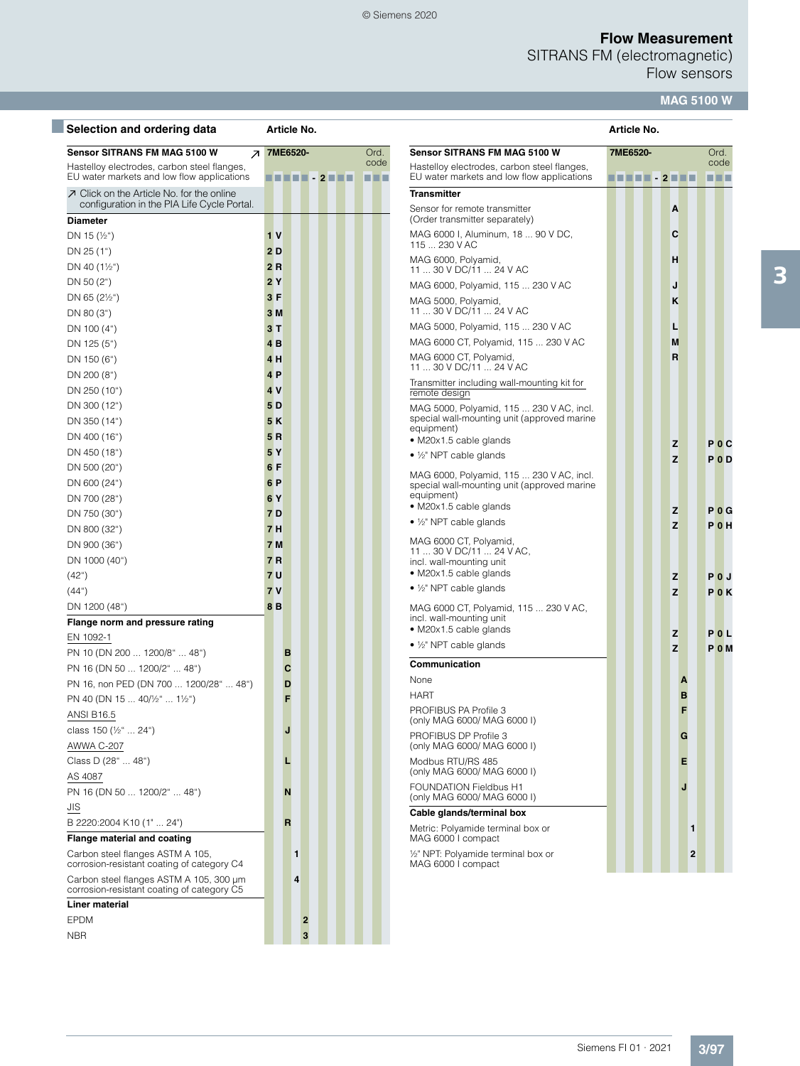## Selection and ordering data

| Sensor SITRANS FM MAG 5100 W | Article No. | Ord. code |
|---|---|---|
| Hastelloy electrodes, carbon steel flanges, EU water markets and low flow applications | 7ME6520- ■■■■■ - 2 ■■■ | ■■■ |
| ↗ Click on the Article No. for the online configuration in the PIA Life Cycle Portal. | | |
| **Diameter** | | |
| DN 15 (½") | 1 V | |
| DN 25 (1") | 2 D | |
| DN 40 (1½") | 2 R | |
| DN 50 (2") | 2 Y | |
| DN 65 (2½") | 3 F | |
| DN 80 (3") | 3 M | |
| DN 100 (4") | 3 T | |
| DN 125 (5") | 4 B | |
| DN 150 (6") | 4 H | |
| DN 200 (8") | 4 P | |
| DN 250 (10") | 4 V | |
| DN 300 (12") | 5 D | |
| DN 350 (14") | 5 K | |
| DN 400 (16") | 5 R | |
| DN 450 (18") | 5 Y | |
| DN 500 (20") | 6 F | |
| DN 600 (24") | 6 P | |
| DN 700 (28") | 6 Y | |
| DN 750 (30") | 7 D | |
| DN 800 (32") | 7 H | |
| DN 900 (36") | 7 M | |
| DN 1000 (40") | 7 R | |
| (42") | 7 U | |
| (44") | 7 V | |
| DN 1200 (48") | 8 B | |
| **Flange norm and pressure rating** | | |
| EN 1092-1 | | |
| PN 10 (DN 200 ... 1200/8" ... 48") | B | |
| PN 16 (DN 50 ... 1200/2" ... 48") | C | |
| PN 16, non PED (DN 700 ... 1200/28" ... 48") | D | |
| PN 40 (DN 15 ... 40/½" ... 1½") | F | |
| ANSI B16.5 | | |
| class 150 (½" ... 24") | J | |
| AWWA C-207 | | |
| Class D (28" ... 48") | L | |
| AS 4087 | | |
| PN 16 (DN 50 ... 1200/2" ... 48") | N | |
| JIS | | |
| B 2220:2004 K10 (1" ... 24") | R | |
| **Flange material and coating** | | |
| Carbon steel flanges ASTM A 105, corrosion-resistant coating of category C4 | 1 | |
| Carbon steel flanges ASTM A 105, 300 µm corrosion-resistant coating of category C5 | 4 | |
| **Liner material** | | |
| EPDM | 2 | |
| NBR | 3 | |

| Sensor SITRANS FM MAG 5100 W | Article No. | Ord. code |
|---|---|---|
| Hastelloy electrodes, carbon steel flanges, EU water markets and low flow applications | 7ME6520- ■■■■■ - 2 ■■■ | ■■■ |
| **Transmitter** | | |
| Sensor for remote transmitter (Order transmitter separately) | A | |
| MAG 6000 I, Aluminum, 18 ... 90 V DC, 115 ... 230 V AC | C | |
| MAG 6000, Polyamid, 11 ... 30 V DC/11 ... 24 V AC | H | |
| MAG 6000, Polyamid, 115 ... 230 V AC | J | |
| MAG 5000, Polyamid, 11 ... 30 V DC/11 ... 24 V AC | K | |
| MAG 5000, Polyamid, 115 ... 230 V AC | L | |
| MAG 6000 CT, Polyamid, 115 ... 230 V AC | M | |
| MAG 6000 CT, Polyamid, 11 ... 30 V DC/11 ... 24 V AC | R | |
| Transmitter including wall-mounting kit for remote design | | |
| MAG 5000, Polyamid, 115 ... 230 V AC, incl. special wall-mounting unit (approved marine equipment) | | |
| • M20x1.5 cable glands | Z | P0C |
| • ½" NPT cable glands | Z | P0D |
| MAG 6000, Polyamid, 115 ... 230 V AC, incl. special wall-mounting unit (approved marine equipment) | | |
| • M20x1.5 cable glands | Z | P0G |
| • ½" NPT cable glands | Z | P0H |
| MAG 6000 CT, Polyamid, 11 ... 30 V DC/11 ... 24 V AC, incl. wall-mounting unit | | |
| • M20x1.5 cable glands | Z | P0J |
| • ½" NPT cable glands | Z | P0K |
| MAG 6000 CT, Polyamid, 115 ... 230 V AC, incl. wall-mounting unit | | |
| • M20x1.5 cable glands | Z | P0L |
| • ½" NPT cable glands | Z | P0M |
| **Communication** | | |
| None | A | |
| HART | B | |
| PROFIBUS PA Profile 3 (only MAG 6000/ MAG 6000 I) | F | |
| PROFIBUS DP Profile 3 (only MAG 6000/ MAG 6000 I) | G | |
| Modbus RTU/RS 485 (only MAG 6000/ MAG 6000 I) | E | |
| FOUNDATION Fieldbus H1 (only MAG 6000/ MAG 6000 I) | J | |
| **Cable glands/terminal box** | | |
| Metric: Polyamide terminal box or MAG 6000 I compact | 1 | |
| ½" NPT: Polyamide terminal box or MAG 6000 I compact | 2 | |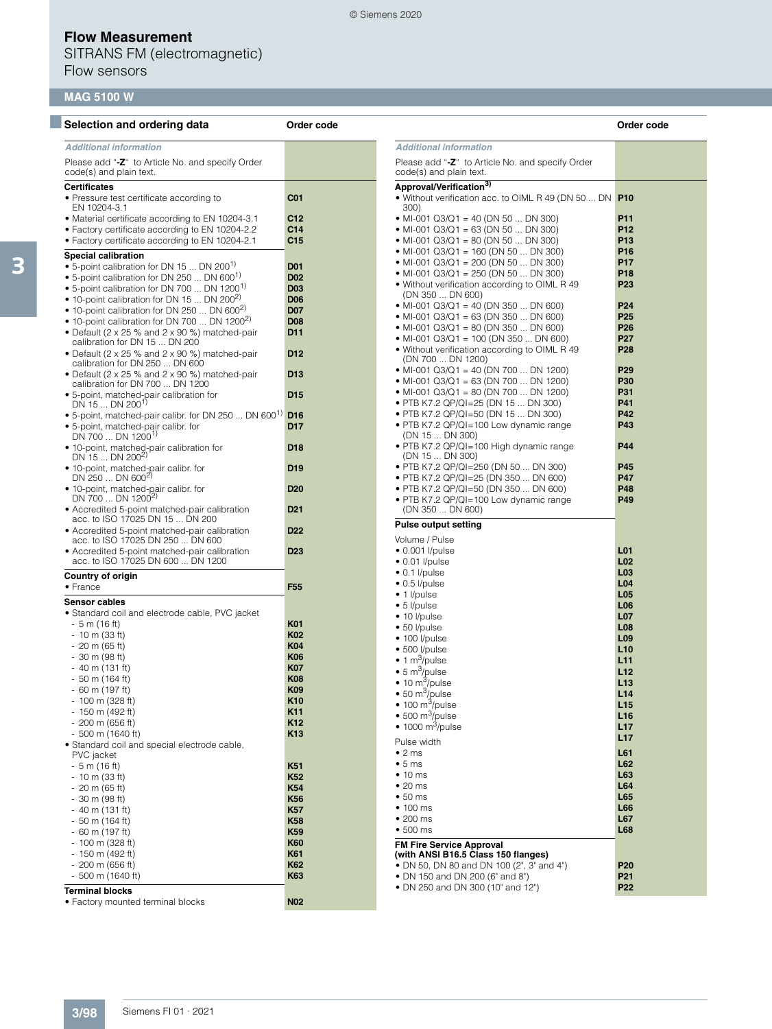# Flow Measurement

SITRANS FM (electromagnetic)

Flow sensors

## MAG 5100 W

### Selection and ordering data

| Additional information | Order code |
|---|---|
| Please add "**-Z**" to Article No. and specify Order code(s) and plain text. | |
| **Certificates** | |
| • Pressure test certificate according to EN 10204-3.1 | **C01** |
| • Material certificate according to EN 10204-3.1 | **C12** |
| • Factory certificate according to EN 10204-2.2 | **C14** |
| • Factory certificate according to EN 10204-2.1 | **C15** |
| **Special calibration** | |
| • 5-point calibration for DN 15 ... DN 200[1] | **D01** |
| • 5-point calibration for DN 250 ... DN 600[1] | **D02** |
| • 5-point calibration for DN 700 ... DN 1200[1] | **D03** |
| • 10-point calibration for DN 15 ... DN 200[2] | **D06** |
| • 10-point calibration for DN 250 ... DN 600[2] | **D07** |
| • 10-point calibration for DN 700 ... DN 1200[2] | **D08** |
| • Default (2 x 25 % and 2 x 90 %) matched-pair calibration for DN 15 ... DN 200 | **D11** |
| • Default (2 x 25 % and 2 x 90 %) matched-pair calibration for DN 250 ... DN 600 | **D12** |
| • Default (2 x 25 % and 2 x 90 %) matched-pair calibration for DN 700 ... DN 1200 | **D13** |
| • 5-point, matched-pair calibration for DN 15 ... DN 200[1] | **D15** |
| • 5-point, matched-pair calibr. for DN 250 ... DN 600[1] | **D16** |
| • 5-point, matched-pair calibr. for DN 700 ... DN 1200[1] | **D17** |
| • 10-point, matched-pair calibration for DN 15 ... DN 200[2] | **D18** |
| • 10-point, matched-pair calibr. for DN 250 ... DN 600[2] | **D19** |
| • 10-point, matched-pair calibr. for DN 700 ... DN 1200[2] | **D20** |
| • Accredited 5-point matched-pair calibration acc. to ISO 17025 DN 15 ... DN 200 | **D21** |
| • Accredited 5-point matched-pair calibration acc. to ISO 17025 DN 250 ... DN 600 | **D22** |
| • Accredited 5-point matched-pair calibration acc. to ISO 17025 DN 600 ... DN 1200 | **D23** |
| **Country of origin** | |
| • France | **F55** |
| **Sensor cables** | |
| • Standard coil and electrode cable, PVC jacket | |
| - 5 m (16 ft) | **K01** |
| - 10 m (33 ft) | **K02** |
| - 20 m (65 ft) | **K04** |
| - 30 m (98 ft) | **K06** |
| - 40 m (131 ft) | **K07** |
| - 50 m (164 ft) | **K08** |
| - 60 m (197 ft) | **K09** |
| - 100 m (328 ft) | **K10** |
| - 150 m (492 ft) | **K11** |
| - 200 m (656 ft) | **K12** |
| - 500 m (1640 ft) | **K13** |
| • Standard coil and special electrode cable, PVC jacket | |
| - 5 m (16 ft) | **K51** |
| - 10 m (33 ft) | **K52** |
| - 20 m (65 ft) | **K54** |
| - 30 m (98 ft) | **K56** |
| - 40 m (131 ft) | **K57** |
| - 50 m (164 ft) | **K58** |
| - 60 m (197 ft) | **K59** |
| - 100 m (328 ft) | **K60** |
| - 150 m (492 ft) | **K61** |
| - 200 m (656 ft) | **K62** |
| - 500 m (1640 ft) | **K63** |
| **Terminal blocks** | |
| • Factory mounted terminal blocks | **N02** |

| Additional information | Order code |
|---|---|
| Please add "**-Z**" to Article No. and specify Order code(s) and plain text. | |
| **Approval/Verification**[3] | |
| • Without verification acc. to OIML R 49 (DN 50 ... DN 300) | **P10** |
| • MI-001 Q3/Q1 = 40 (DN 50 ... DN 300) | **P11** |
| • MI-001 Q3/Q1 = 63 (DN 50 ... DN 300) | **P12** |
| • MI-001 Q3/Q1 = 80 (DN 50 ... DN 300) | **P13** |
| • MI-001 Q3/Q1 = 160 (DN 50 ... DN 300) | **P16** |
| • MI-001 Q3/Q1 = 200 (DN 50 ... DN 300) | **P17** |
| • MI-001 Q3/Q1 = 250 (DN 50 ... DN 300) | **P18** |
| • Without verification according to OIML R 49 (DN 350 ... DN 600) | **P23** |
| • MI-001 Q3/Q1 = 40 (DN 350 ... DN 600) | **P24** |
| • MI-001 Q3/Q1 = 63 (DN 350 ... DN 600) | **P25** |
| • MI-001 Q3/Q1 = 80 (DN 350 ... DN 600) | **P26** |
| • MI-001 Q3/Q1 = 100 (DN 350 ... DN 600) | **P27** |
| • Without verification according to OIML R 49 (DN 700 ... DN 1200) | **P28** |
| • MI-001 Q3/Q1 = 40 (DN 700 ... DN 1200) | **P29** |
| • MI-001 Q3/Q1 = 63 (DN 700 ... DN 1200) | **P30** |
| • MI-001 Q3/Q1 = 80 (DN 700 ... DN 1200) | **P31** |
| • PTB K7.2 QP/QI=25 (DN 15 ... DN 300) | **P41** |
| • PTB K7.2 QP/QI=50 (DN 15 ... DN 300) | **P42** |
| • PTB K7.2 QP/QI=100 Low dynamic range (DN 15 ... DN 300) | **P43** |
| • PTB K7.2 QP/QI=100 High dynamic range (DN 15 ... DN 300) | **P44** |
| • PTB K7.2 QP/QI=250 (DN 50 ... DN 300) | **P45** |
| • PTB K7.2 QP/QI=25 (DN 350 ... DN 600) | **P47** |
| • PTB K7.2 QP/QI=50 (DN 350 ... DN 600) | **P48** |
| • PTB K7.2 QP/QI=100 Low dynamic range (DN 350 ... DN 600) | **P49** |
| **Pulse output setting** | |
| Volume / Pulse | |
| • 0.001 l/pulse | **L01** |
| • 0.01 l/pulse | **L02** |
| • 0.1 l/pulse | **L03** |
| • 0.5 l/pulse | **L04** |
| • 1 l/pulse | **L05** |
| • 5 l/pulse | **L06** |
| • 10 l/pulse | **L07** |
| • 50 l/pulse | **L08** |
| • 100 l/pulse | **L09** |
| • 500 l/pulse | **L10** |
| • 1 $m^3$/pulse | **L11** |
| • 5 $m^3$/pulse | **L12** |
| • 10 $m^3$/pulse | **L13** |
| • 50 $m^3$/pulse | **L14** |
| • 100 $m^3$/pulse | **L15** |
| • 500 $m^3$/pulse | **L16** |
| • 1000 $m^3$/pulse | **L17** |
| Pulse width | **L17** |
| • 2 ms | **L61** |
| • 5 ms | **L62** |
| • 10 ms | **L63** |
| • 20 ms | **L64** |
| • 50 ms | **L65** |
| • 100 ms | **L66** |
| • 200 ms | **L67** |
| • 500 ms | **L68** |
| **FM Fire Service Approval (with ANSI B16.5 Class 150 flanges)** | |
| • DN 50, DN 80 and DN 100 (2", 3" and 4") | **P20** |
| • DN 150 and DN 200 (6" and 8") | **P21** |
| • DN 250 and DN 300 (10" and 12") | **P22** |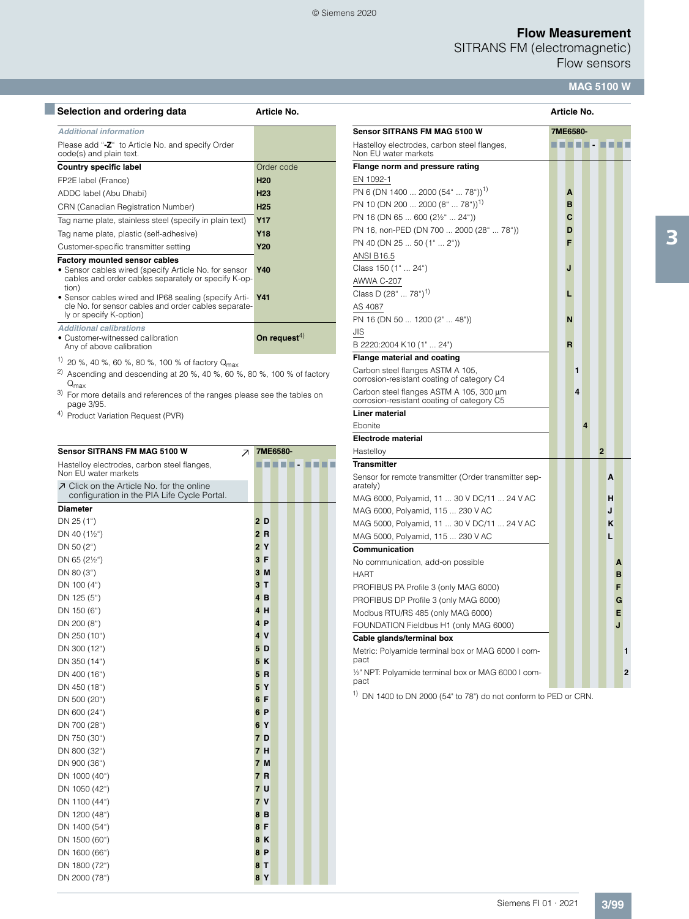## Selection and ordering data

| | Article No. |
|---|---|
| ***Additional information*** | |
| Please add "**-Z**" to Article No. and specify Order code(s) and plain text. | |
| **Country specific label** | Order code |
| FP2E label (France) | **H20** |
| ADDC label (Abu Dhabi) | **H23** |
| CRN (Canadian Registration Number) | **H25** |
| Tag name plate, stainless steel (specify in plain text) | **Y17** |
| Tag name plate, plastic (self-adhesive) | **Y18** |
| Customer-specific transmitter setting | **Y20** |
| **Factory mounted sensor cables** | |
| • Sensor cables wired (specify Article No. for sensor cables and order cables separately or specify K-option) | **Y40** |
| • Sensor cables wired and IP68 sealing (specify Article No. for sensor cables and order cables separately or specify K-option) | **Y41** |
| ***Additional calibrations*** | |
| • Customer-witnessed calibration<br>Any of above calibration | **On request**[4] |

[1] 20 %, 40 %, 60 %, 80 %, 100 % of factory $Q_{max}$

[2] Ascending and descending at 20 %, 40 %, 60 %, 80 %, 100 % of factory $Q_{max}$

[3] For more details and references of the ranges please see the tables on page 3/95.

[4] Product Variation Request (PVR)

| Sensor SITRANS FM MAG 5100 W | Article No. |
|---|---|
| | **7ME6580-** |
| Hastelloy electrodes, carbon steel flanges, Non EU water markets | ■■■■■ - ■■■■ |
| ↗ Click on the Article No. for the online configuration in the PIA Life Cycle Portal. | |
| **Diameter** | |
| DN 25 (1") | **2 D** |
| DN 40 (1½") | **2 R** |
| DN 50 (2") | **2 Y** |
| DN 65 (2½") | **3 F** |
| DN 80 (3") | **3 M** |
| DN 100 (4") | **3 T** |
| DN 125 (5") | **4 B** |
| DN 150 (6") | **4 H** |
| DN 200 (8") | **4 P** |
| DN 250 (10") | **4 V** |
| DN 300 (12") | **5 D** |
| DN 350 (14") | **5 K** |
| DN 400 (16") | **5 R** |
| DN 450 (18") | **5 Y** |
| DN 500 (20") | **6 F** |
| DN 600 (24") | **6 P** |
| DN 700 (28") | **6 Y** |
| DN 750 (30") | **7 D** |
| DN 800 (32") | **7 H** |
| DN 900 (36") | **7 M** |
| DN 1000 (40") | **7 R** |
| DN 1050 (42") | **7 U** |
| DN 1100 (44") | **7 V** |
| DN 1200 (48") | **8 B** |
| DN 1400 (54") | **8 F** |
| DN 1500 (60") | **8 K** |
| DN 1600 (66") | **8 P** |
| DN 1800 (72") | **8 T** |
| DN 2000 (78") | **8 Y** |

| Sensor SITRANS FM MAG 5100 W | Article No. |
|---|---|
| | **7ME6580-** |
| Hastelloy electrodes, carbon steel flanges, Non EU water markets | ■■■■■ - ■■■■ |
| **Flange norm and pressure rating** | |
| EN 1092-1 | |
| PN 6 (DN 1400 ... 2000 (54" ... 78"))[1] | **A** |
| PN 10 (DN 200 ... 2000 (8" ... 78"))[1] | **B** |
| PN 16 (DN 65 ... 600 (2½" ... 24")) | **C** |
| PN 16, non-PED (DN 700 ... 2000 (28" ... 78")) | **D** |
| PN 40 (DN 25 ... 50 (1" ... 2")) | **F** |
| ANSI B16.5 | |
| Class 150 (1" ... 24") | **J** |
| AWWA C-207 | |
| Class D (28" ... 78")[1] | **L** |
| AS 4087 | |
| PN 16 (DN 50 ... 1200 (2" ... 48")) | **N** |
| JIS | |
| B 2220:2004 K10 (1" ... 24") | **R** |
| **Flange material and coating** | |
| Carbon steel flanges ASTM A 105, corrosion-resistant coating of category C4 | **1** |
| Carbon steel flanges ASTM A 105, 300 µm corrosion-resistant coating of category C5 | **4** |
| **Liner material** | |
| Ebonite | **4** |
| **Electrode material** | |
| Hastelloy | **2** |
| **Transmitter** | |
| Sensor for remote transmitter (Order transmitter separately) | **A** |
| MAG 6000, Polyamid, 11 ... 30 V DC/11 ... 24 V AC | **H** |
| MAG 6000, Polyamid, 115 ... 230 V AC | **J** |
| MAG 5000, Polyamid, 11 ... 30 V DC/11 ... 24 V AC | **K** |
| MAG 5000, Polyamid, 115 ... 230 V AC | **L** |
| **Communication** | |
| No communication, add-on possible | **A** |
| HART | **B** |
| PROFIBUS PA Profile 3 (only MAG 6000) | **F** |
| PROFIBUS DP Profile 3 (only MAG 6000) | **G** |
| Modbus RTU/RS 485 (only MAG 6000) | **E** |
| FOUNDATION Fieldbus H1 (only MAG 6000) | **J** |
| **Cable glands/terminal box** | |
| Metric: Polyamide terminal box or MAG 6000 I compact | **1** |
| ½" NPT: Polyamide terminal box or MAG 6000 I compact | **2** |

[1] DN 1400 to DN 2000 (54" to 78") do not conform to PED or CRN.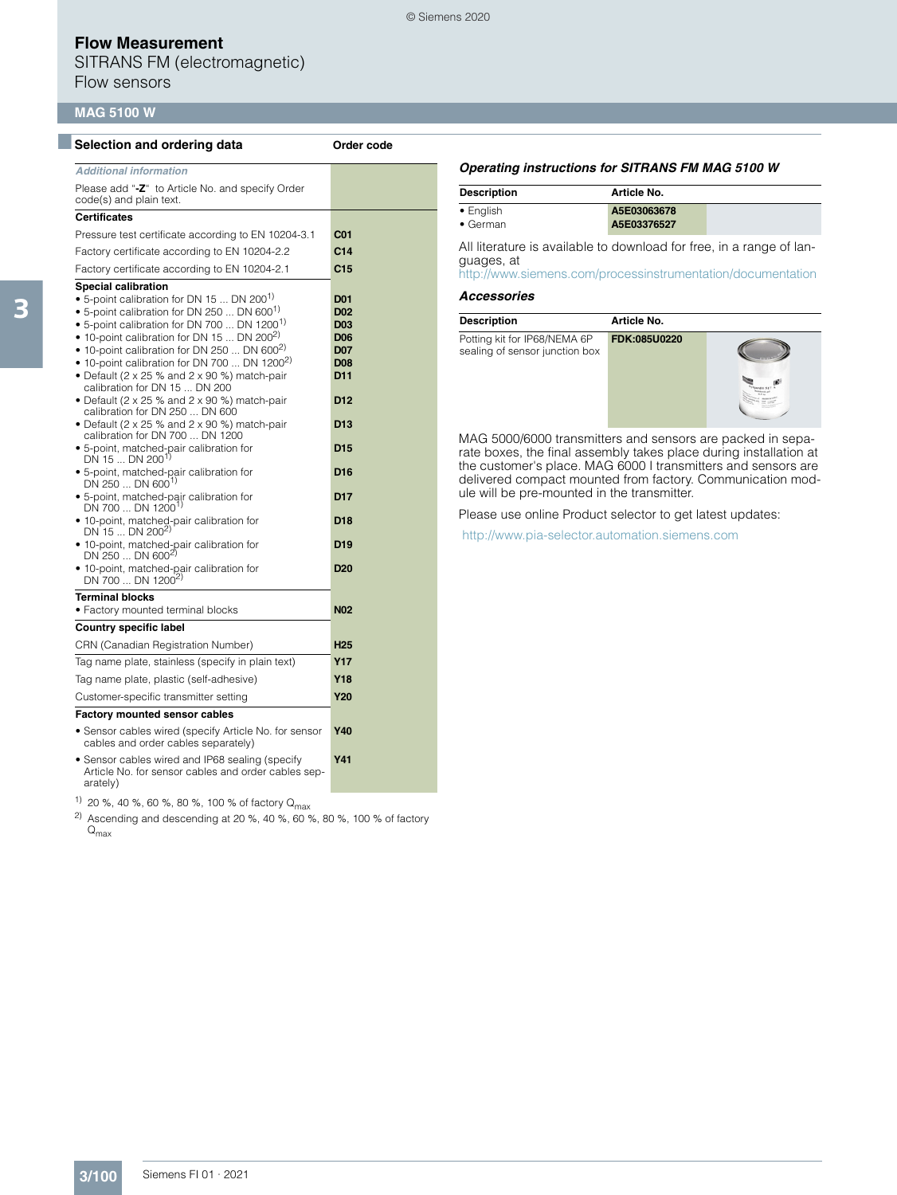# Flow Measurement

SITRANS FM (electromagnetic)
Flow sensors

## MAG 5100 W

### Selection and ordering data

| Selection and ordering data | Order code |
|---|---|
| ***Additional information*** | |
| Please add "**-Z**" to Article No. and specify Order code(s) and plain text. | |
| **Certificates** | |
| Pressure test certificate according to EN 10204-3.1 | **C01** |
| Factory certificate according to EN 10204-2.2 | **C14** |
| Factory certificate according to EN 10204-2.1 | **C15** |
| **Special calibration** | |
| • 5-point calibration for DN 15 ... DN 200[1] | **D01** |
| • 5-point calibration for DN 250 ... DN 600[1] | **D02** |
| • 5-point calibration for DN 700 ... DN 1200[1] | **D03** |
| • 10-point calibration for DN 15 ... DN 200[2] | **D06** |
| • 10-point calibration for DN 250 ... DN 600[2] | **D07** |
| • 10-point calibration for DN 700 ... DN 1200[2] | **D08** |
| • Default (2 x 25 % and 2 x 90 %) match-pair calibration for DN 15 ... DN 200 | **D11** |
| • Default (2 x 25 % and 2 x 90 %) match-pair calibration for DN 250 ... DN 600 | **D12** |
| • Default (2 x 25 % and 2 x 90 %) match-pair calibration for DN 700 ... DN 1200 | **D13** |
| • 5-point, matched-pair calibration for DN 15 ... DN 200[1] | **D15** |
| • 5-point, matched-pair calibration for DN 250 ... DN 600[1] | **D16** |
| • 5-point, matched-pair calibration for DN 700 ... DN 1200[1] | **D17** |
| • 10-point, matched-pair calibration for DN 15 ... DN 200[2] | **D18** |
| • 10-point, matched-pair calibration for DN 250 ... DN 600[2] | **D19** |
| • 10-point, matched-pair calibration for DN 700 ... DN 1200[2] | **D20** |
| **Terminal blocks** | |
| • Factory mounted terminal blocks | **N02** |
| **Country specific label** | |
| CRN (Canadian Registration Number) | **H25** |
| Tag name plate, stainless (specify in plain text) | **Y17** |
| Tag name plate, plastic (self-adhesive) | **Y18** |
| Customer-specific transmitter setting | **Y20** |
| **Factory mounted sensor cables** | |
| • Sensor cables wired (specify Article No. for sensor cables and order cables separately) | **Y40** |
| • Sensor cables wired and IP68 sealing (specify Article No. for sensor cables and order cables separately) | **Y41** |

[1] 20 %, 40 %, 60 %, 80 %, 100 % of factory $Q_{max}$

[2] Ascending and descending at 20 %, 40 %, 60 %, 80 %, 100 % of factory $Q_{max}$

### *Operating instructions for SITRANS FM MAG 5100 W*

| Description | Article No. |
|---|---|
| • English | **A5E03063678** |
| • German | **A5E03376527** |

All literature is available to download for free, in a range of languages, at
http://www.siemens.com/processinstrumentation/documentation

### *Accessories*

| Description | Article No. |
|---|---|
| Potting kit for IP68/NEMA 6P sealing of sensor junction box | **FDK:085U0220** |

MAG 5000/6000 transmitters and sensors are packed in separate boxes, the final assembly takes place during installation at the customer's place. MAG 6000 I transmitters and sensors are delivered compact mounted from factory. Communication module will be pre-mounted in the transmitter.

Please use online Product selector to get latest updates:

http://www.pia-selector.automation.siemens.com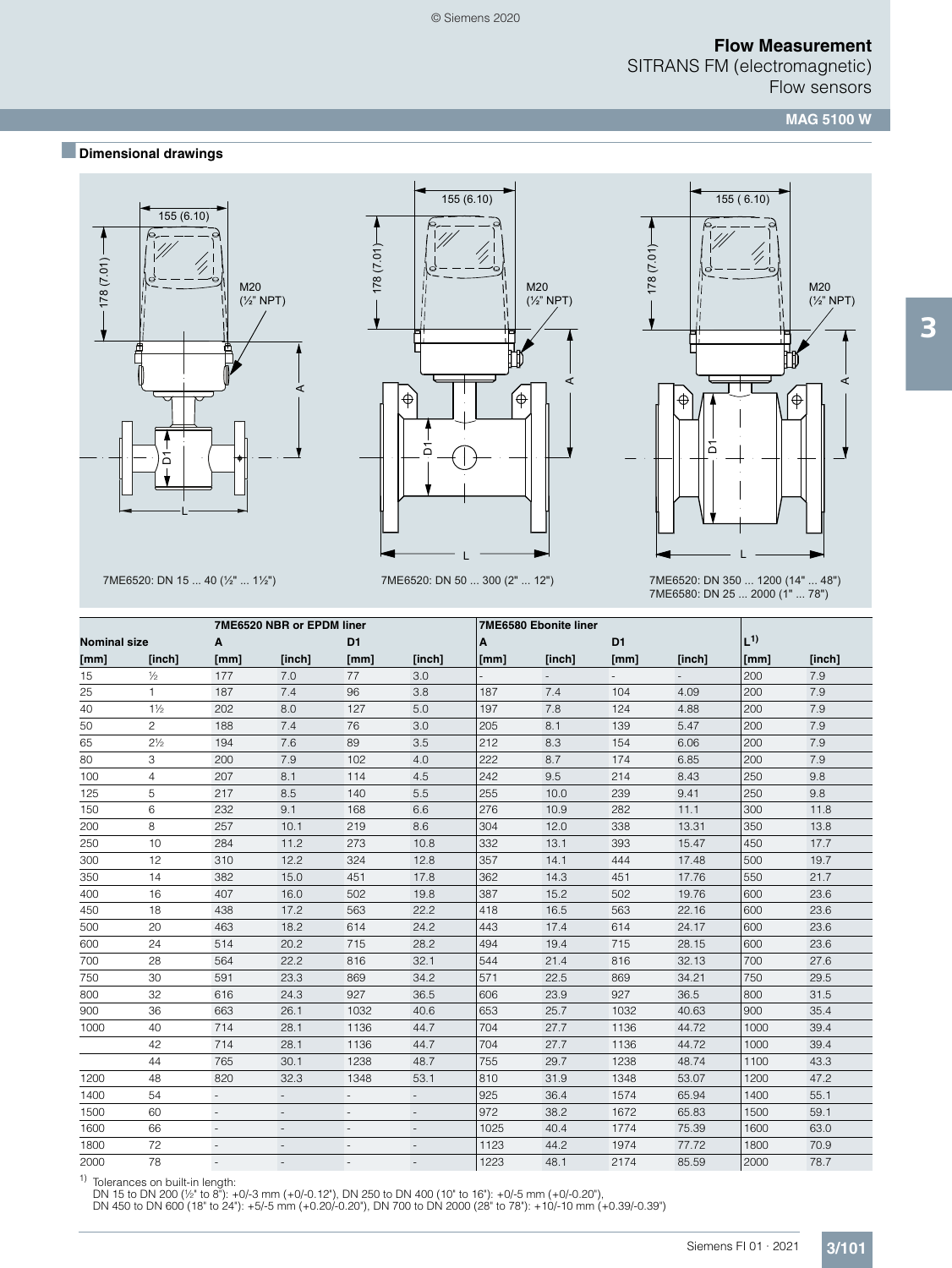## Dimensional drawings

7ME6520: DN 15 ... 40 (½" ... 1½")

7ME6520: DN 50 ... 300 (2" ... 12")

7ME6520: DN 350 ... 1200 (14" ... 48")
7ME6580: DN 25 ... 2000 (1" ... 78")

| Nominal size | | 7ME6520 NBR or EPDM liner A | | D1 | | 7ME6580 Ebonite liner A | | D1 | | L[1)] | |
|---|---|---|---|---|---|---|---|---|---|---|---|
| [mm] | [inch] | [mm] | [inch] | [mm] | [inch] | [mm] | [inch] | [mm] | [inch] | [mm] | [inch] |
| 15 | ½ | 177 | 7.0 | 77 | 3.0 | - | - | - | - | 200 | 7.9 |
| 25 | 1 | 187 | 7.4 | 96 | 3.8 | 187 | 7.4 | 104 | 4.09 | 200 | 7.9 |
| 40 | 1½ | 202 | 8.0 | 127 | 5.0 | 197 | 7.8 | 124 | 4.88 | 200 | 7.9 |
| 50 | 2 | 188 | 7.4 | 76 | 3.0 | 205 | 8.1 | 139 | 5.47 | 200 | 7.9 |
| 65 | 2½ | 194 | 7.6 | 89 | 3.5 | 212 | 8.3 | 154 | 6.06 | 200 | 7.9 |
| 80 | 3 | 200 | 7.9 | 102 | 4.0 | 222 | 8.7 | 174 | 6.85 | 200 | 7.9 |
| 100 | 4 | 207 | 8.1 | 114 | 4.5 | 242 | 9.5 | 214 | 8.43 | 250 | 9.8 |
| 125 | 5 | 217 | 8.5 | 140 | 5.5 | 255 | 10.0 | 239 | 9.41 | 250 | 9.8 |
| 150 | 6 | 232 | 9.1 | 168 | 6.6 | 276 | 10.9 | 282 | 11.1 | 300 | 11.8 |
| 200 | 8 | 257 | 10.1 | 219 | 8.6 | 304 | 12.0 | 338 | 13.31 | 350 | 13.8 |
| 250 | 10 | 284 | 11.2 | 273 | 10.8 | 332 | 13.1 | 393 | 15.47 | 450 | 17.7 |
| 300 | 12 | 310 | 12.2 | 324 | 12.8 | 357 | 14.1 | 444 | 17.48 | 500 | 19.7 |
| 350 | 14 | 382 | 15.0 | 451 | 17.8 | 362 | 14.3 | 451 | 17.76 | 550 | 21.7 |
| 400 | 16 | 407 | 16.0 | 502 | 19.8 | 387 | 15.2 | 502 | 19.76 | 600 | 23.6 |
| 450 | 18 | 438 | 17.2 | 563 | 22.2 | 418 | 16.5 | 563 | 22.16 | 600 | 23.6 |
| 500 | 20 | 463 | 18.2 | 614 | 24.2 | 443 | 17.4 | 614 | 24.17 | 600 | 23.6 |
| 600 | 24 | 514 | 20.2 | 715 | 28.2 | 494 | 19.4 | 715 | 28.15 | 600 | 23.6 |
| 700 | 28 | 564 | 22.2 | 816 | 32.1 | 544 | 21.4 | 816 | 32.13 | 700 | 27.6 |
| 750 | 30 | 591 | 23.3 | 869 | 34.2 | 571 | 22.5 | 869 | 34.21 | 750 | 29.5 |
| 800 | 32 | 616 | 24.3 | 927 | 36.5 | 606 | 23.9 | 927 | 36.5 | 800 | 31.5 |
| 900 | 36 | 663 | 26.1 | 1032 | 40.6 | 653 | 25.7 | 1032 | 40.63 | 900 | 35.4 |
| 1000 | 40 | 714 | 28.1 | 1136 | 44.7 | 704 | 27.7 | 1136 | 44.72 | 1000 | 39.4 |
| | 42 | 714 | 28.1 | 1136 | 44.7 | 704 | 27.7 | 1136 | 44.72 | 1000 | 39.4 |
| | 44 | 765 | 30.1 | 1238 | 48.7 | 755 | 29.7 | 1238 | 48.74 | 1100 | 43.3 |
| 1200 | 48 | 820 | 32.3 | 1348 | 53.1 | 810 | 31.9 | 1348 | 53.07 | 1200 | 47.2 |
| 1400 | 54 | - | - | - | - | 925 | 36.4 | 1574 | 65.94 | 1400 | 55.1 |
| 1500 | 60 | - | - | - | - | 972 | 38.2 | 1672 | 65.83 | 1500 | 59.1 |
| 1600 | 66 | - | - | - | - | 1025 | 40.4 | 1774 | 75.39 | 1600 | 63.0 |
| 1800 | 72 | - | - | - | - | 1123 | 44.2 | 1974 | 77.72 | 1800 | 70.9 |
| 2000 | 78 | - | - | - | - | 1223 | 48.1 | 2174 | 85.59 | 2000 | 78.7 |

[1)] Tolerances on built-in length:
DN 15 to DN 200 (½" to 8"): +0/-3 mm (+0/-0.12"), DN 250 to DN 400 (10" to 16"): +0/-5 mm (+0/-0.20"),
DN 450 to DN 600 (18" to 24"): +5/-5 mm (+0.20/-0.20"), DN 700 to DN 2000 (28" to 78"): +10/-10 mm (+0.39/-0.39")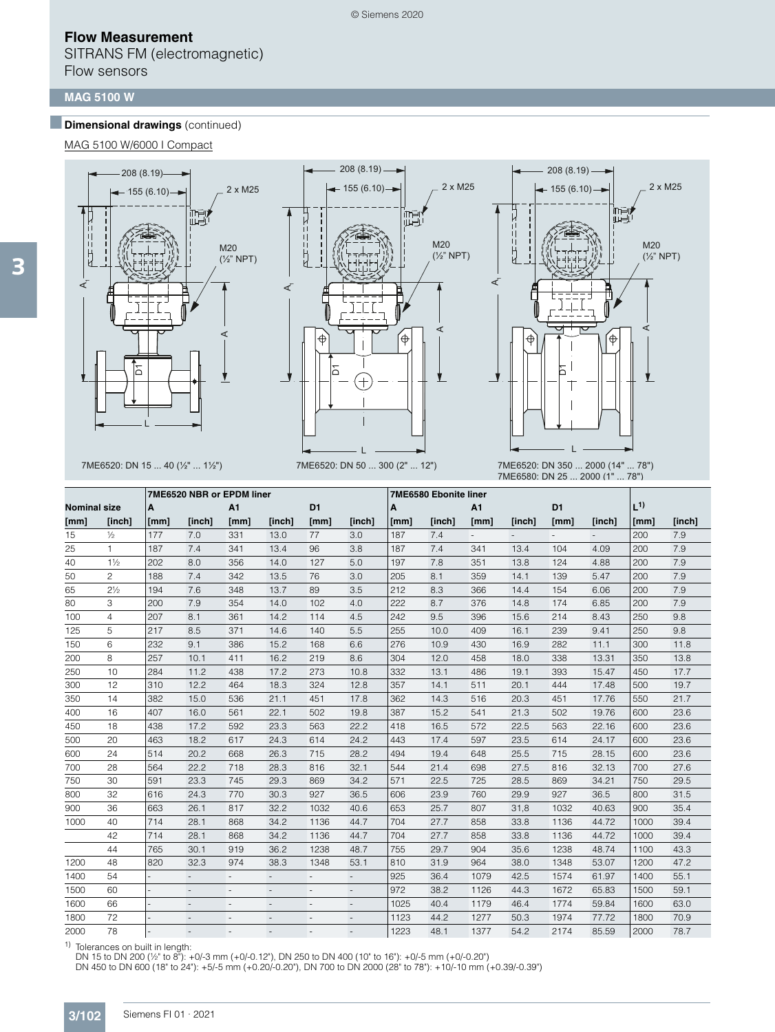# Flow Measurement

SITRANS FM (electromagnetic)
Flow sensors

## MAG 5100 W

### Dimensional drawings (continued)

MAG 5100 W/6000 I Compact

7ME6520: DN 15 ... 40 (½" ... 1½")

7ME6520: DN 50 ... 300 (2" ... 12")

7ME6520: DN 350 ... 2000 (14" ... 78")
7ME6580: DN 25 ... 2000 (1" ... 78")

| Nominal size | | 7ME6520 NBR or EPDM liner | | | | | | 7ME6580 Ebonite liner | | | | | | L[1)] | |
|---|---|---|---|---|---|---|---|---|---|---|---|---|---|---|---|
| | | A | | A1 | | D1 | | A | | A1 | | D1 | | | |
| [mm] | [inch] | [mm] | [inch] | [mm] | [inch] | [mm] | [inch] | [mm] | [inch] | [mm] | [inch] | [mm] | [inch] | [mm] | [inch] |
| 15 | ½ | 177 | 7.0 | 331 | 13.0 | 77 | 3.0 | 187 | 7.4 | - | - | - | - | 200 | 7.9 |
| 25 | 1 | 187 | 7.4 | 341 | 13.4 | 96 | 3.8 | 187 | 7.4 | 341 | 13.4 | 104 | 4.09 | 200 | 7.9 |
| 40 | 1½ | 202 | 8.0 | 356 | 14.0 | 127 | 5.0 | 197 | 7.8 | 351 | 13.8 | 124 | 4.88 | 200 | 7.9 |
| 50 | 2 | 188 | 7.4 | 342 | 13.5 | 76 | 3.0 | 205 | 8.1 | 359 | 14.1 | 139 | 5.47 | 200 | 7.9 |
| 65 | 2½ | 194 | 7.6 | 348 | 13.7 | 89 | 3.5 | 212 | 8.3 | 366 | 14.4 | 154 | 6.06 | 200 | 7.9 |
| 80 | 3 | 200 | 7.9 | 354 | 14.0 | 102 | 4.0 | 222 | 8.7 | 376 | 14.8 | 174 | 6.85 | 200 | 7.9 |
| 100 | 4 | 207 | 8.1 | 361 | 14.2 | 114 | 4.5 | 242 | 9.5 | 396 | 15.6 | 214 | 8.43 | 250 | 9.8 |
| 125 | 5 | 217 | 8.5 | 371 | 14.6 | 140 | 5.5 | 255 | 10.0 | 409 | 16.1 | 239 | 9.41 | 250 | 9.8 |
| 150 | 6 | 232 | 9.1 | 386 | 15.2 | 168 | 6.6 | 276 | 10.9 | 430 | 16.9 | 282 | 11.1 | 300 | 11.8 |
| 200 | 8 | 257 | 10.1 | 411 | 16.2 | 219 | 8.6 | 304 | 12.0 | 458 | 18.0 | 338 | 13.31 | 350 | 13.8 |
| 250 | 10 | 284 | 11.2 | 438 | 17.2 | 273 | 10.8 | 332 | 13.1 | 486 | 19.1 | 393 | 15.47 | 450 | 17.7 |
| 300 | 12 | 310 | 12.2 | 464 | 18.3 | 324 | 12.8 | 357 | 14.1 | 511 | 20.1 | 444 | 17.48 | 500 | 19.7 |
| 350 | 14 | 382 | 15.0 | 536 | 21.1 | 451 | 17.8 | 362 | 14.3 | 516 | 20.3 | 451 | 17.76 | 550 | 21.7 |
| 400 | 16 | 407 | 16.0 | 561 | 22.1 | 502 | 19.8 | 387 | 15.2 | 541 | 21.3 | 502 | 19.76 | 600 | 23.6 |
| 450 | 18 | 438 | 17.2 | 592 | 23.3 | 563 | 22.2 | 418 | 16.5 | 572 | 22.5 | 563 | 22.16 | 600 | 23.6 |
| 500 | 20 | 463 | 18.2 | 617 | 24.3 | 614 | 24.2 | 443 | 17.4 | 597 | 23.5 | 614 | 24.17 | 600 | 23.6 |
| 600 | 24 | 514 | 20.2 | 668 | 26.3 | 715 | 28.2 | 494 | 19.4 | 648 | 25.5 | 715 | 28.15 | 600 | 23.6 |
| 700 | 28 | 564 | 22.2 | 718 | 28.3 | 816 | 32.1 | 544 | 21.4 | 698 | 27.5 | 816 | 32.13 | 700 | 27.6 |
| 750 | 30 | 591 | 23.3 | 745 | 29.3 | 869 | 34.2 | 571 | 22.5 | 725 | 28.5 | 869 | 34.21 | 750 | 29.5 |
| 800 | 32 | 616 | 24.3 | 770 | 30.3 | 927 | 36.5 | 606 | 23.9 | 760 | 29.9 | 927 | 36.5 | 800 | 31.5 |
| 900 | 36 | 663 | 26.1 | 817 | 32.2 | 1032 | 40.6 | 653 | 25.7 | 807 | 31,8 | 1032 | 40.63 | 900 | 35.4 |
| 1000 | 40 | 714 | 28.1 | 868 | 34.2 | 1136 | 44.7 | 704 | 27.7 | 858 | 33.8 | 1136 | 44.72 | 1000 | 39.4 |
| | 42 | 714 | 28.1 | 868 | 34.2 | 1136 | 44.7 | 704 | 27.7 | 858 | 33.8 | 1136 | 44.72 | 1000 | 39.4 |
| | 44 | 765 | 30.1 | 919 | 36.2 | 1238 | 48.7 | 755 | 29.7 | 904 | 35.6 | 1238 | 48.74 | 1100 | 43.3 |
| 1200 | 48 | 820 | 32.3 | 974 | 38.3 | 1348 | 53.1 | 810 | 31.9 | 964 | 38.0 | 1348 | 53.07 | 1200 | 47.2 |
| 1400 | 54 | - | - | - | - | - | - | 925 | 36.4 | 1079 | 42.5 | 1574 | 61.97 | 1400 | 55.1 |
| 1500 | 60 | - | - | - | - | - | - | 972 | 38.2 | 1126 | 44.3 | 1672 | 65.83 | 1500 | 59.1 |
| 1600 | 66 | - | - | - | - | - | - | 1025 | 40.4 | 1179 | 46.4 | 1774 | 59.84 | 1600 | 63.0 |
| 1800 | 72 | - | - | - | - | - | - | 1123 | 44.2 | 1277 | 50.3 | 1974 | 77.72 | 1800 | 70.9 |
| 2000 | 78 | - | - | - | - | - | - | 1223 | 48.1 | 1377 | 54.2 | 2174 | 85.59 | 2000 | 78.7 |

1) Tolerances on built in length:
DN 15 to DN 200 (½" to 8"): +0/-3 mm (+0/-0.12"), DN 250 to DN 400 (10" to 16"): +0/-5 mm (+0/-0.20")
DN 450 to DN 600 (18" to 24"): +5/-5 mm (+0.20/-0.20"), DN 700 to DN 2000 (28" to 78"): +10/-10 mm (+0.39/-0.39")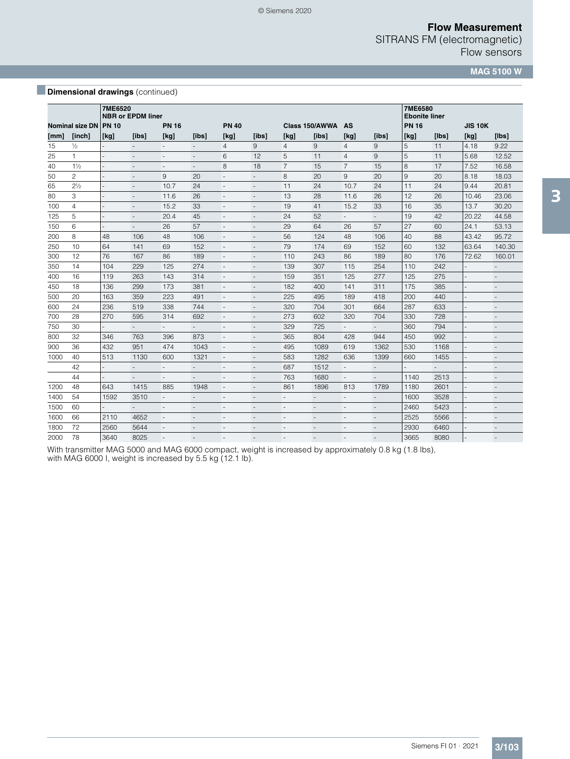## Dimensional drawings (continued)

| | | 7ME6520 NBR or EPDM liner | | | | | | | | | | 7ME6580 Ebonite liner | | | |
|---|---|---|---|---|---|---|---|---|---|---|---|---|---|---|---|
| Nominal size DN | | PN 10 | | PN 16 | | PN 40 | | Class 150/AWWA | | AS | | PN 16 | | JIS 10K | |
| [mm] | [inch] | [kg] | [lbs] | [kg] | [lbs] | [kg] | [lbs] | [kg] | [lbs] | [kg] | [lbs] | [kg] | [lbs] | [kg] | [lbs] |
| 15 | ½ | - | - | - | - | 4 | 9 | 4 | 9 | 4 | 9 | 5 | 11 | 4.18 | 9.22 |
| 25 | 1 | - | - | - | - | 6 | 12 | 5 | 11 | 4 | 9 | 5 | 11 | 5.68 | 12.52 |
| 40 | 1½ | - | - | - | - | 8 | 18 | 7 | 15 | 7 | 15 | 8 | 17 | 7.52 | 16.58 |
| 50 | 2 | - | - | 9 | 20 | - | - | 8 | 20 | 9 | 20 | 9 | 20 | 8.18 | 18.03 |
| 65 | 2½ | - | - | 10.7 | 24 | - | - | 11 | 24 | 10.7 | 24 | 11 | 24 | 9.44 | 20.81 |
| 80 | 3 | - | - | 11.6 | 26 | - | - | 13 | 28 | 11.6 | 26 | 12 | 26 | 10.46 | 23.06 |
| 100 | 4 | - | - | 15.2 | 33 | - | - | 19 | 41 | 15.2 | 33 | 16 | 35 | 13.7 | 30.20 |
| 125 | 5 | - | - | 20.4 | 45 | - | - | 24 | 52 | - | - | 19 | 42 | 20.22 | 44.58 |
| 150 | 6 | - | - | 26 | 57 | - | - | 29 | 64 | 26 | 57 | 27 | 60 | 24.1 | 53.13 |
| 200 | 8 | 48 | 106 | 48 | 106 | - | - | 56 | 124 | 48 | 106 | 40 | 88 | 43.42 | 95.72 |
| 250 | 10 | 64 | 141 | 69 | 152 | - | - | 79 | 174 | 69 | 152 | 60 | 132 | 63.64 | 140.30 |
| 300 | 12 | 76 | 167 | 86 | 189 | - | - | 110 | 243 | 86 | 189 | 80 | 176 | 72.62 | 160.01 |
| 350 | 14 | 104 | 229 | 125 | 274 | - | - | 139 | 307 | 115 | 254 | 110 | 242 | - | - |
| 400 | 16 | 119 | 263 | 143 | 314 | - | - | 159 | 351 | 125 | 277 | 125 | 275 | - | - |
| 450 | 18 | 136 | 299 | 173 | 381 | - | - | 182 | 400 | 141 | 311 | 175 | 385 | - | - |
| 500 | 20 | 163 | 359 | 223 | 491 | - | - | 225 | 495 | 189 | 418 | 200 | 440 | - | - |
| 600 | 24 | 236 | 519 | 338 | 744 | - | - | 320 | 704 | 301 | 664 | 287 | 633 | - | - |
| 700 | 28 | 270 | 595 | 314 | 692 | - | - | 273 | 602 | 320 | 704 | 330 | 728 | - | - |
| 750 | 30 | - | - | - | - | - | - | 329 | 725 | - | - | 360 | 794 | - | - |
| 800 | 32 | 346 | 763 | 396 | 873 | - | - | 365 | 804 | 428 | 944 | 450 | 992 | - | - |
| 900 | 36 | 432 | 951 | 474 | 1043 | - | - | 495 | 1089 | 619 | 1362 | 530 | 1168 | - | - |
| 1000 | 40 | 513 | 1130 | 600 | 1321 | - | - | 583 | 1282 | 636 | 1399 | 660 | 1455 | - | - |
| | 42 | - | - | - | - | - | - | 687 | 1512 | - | - | - | - | - | - |
| | 44 | - | - | - | - | - | - | 763 | 1680 | - | - | 1140 | 2513 | - | - |
| 1200 | 48 | 643 | 1415 | 885 | 1948 | - | - | 861 | 1896 | 813 | 1789 | 1180 | 2601 | - | - |
| 1400 | 54 | 1592 | 3510 | - | - | - | - | - | - | - | - | 1600 | 3528 | - | - |
| 1500 | 60 | - | - | - | - | - | - | - | - | - | - | 2460 | 5423 | - | - |
| 1600 | 66 | 2110 | 4652 | - | - | - | - | - | - | - | - | 2525 | 5566 | - | - |
| 1800 | 72 | 2560 | 5644 | - | - | - | - | - | - | - | - | 2930 | 6460 | - | - |
| 2000 | 78 | 3640 | 8025 | - | - | - | - | - | - | - | - | 3665 | 8080 | - | - |

With transmitter MAG 5000 and MAG 6000 compact, weight is increased by approximately 0.8 kg (1.8 lbs), with MAG 6000 I, weight is increased by 5.5 kg (12.1 lb).